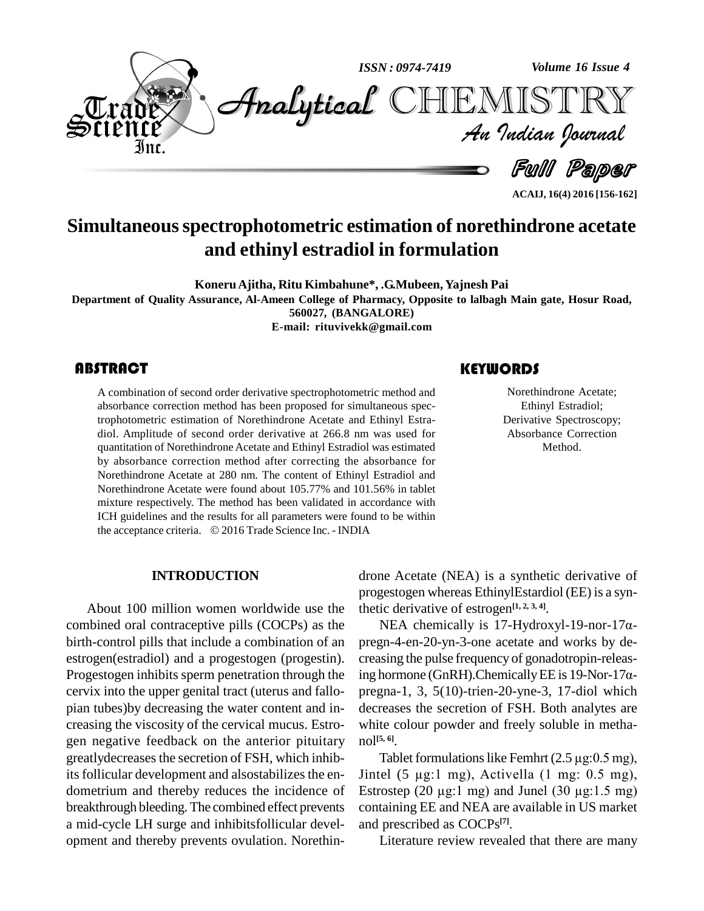# Simultaneous spectrophotometric estimation of norethindrone acetate and ethinyl estradiol in formulation

**Koneru Ajitha, Ritu Kimbahune\*, .G.Mubeen, Yajnesh Pai**

**Department of Quality Assurance, Al-Ameen College of Pharmacy, Opposite to lalbagh Main gate, Hosur Road, 560027, (BANGALORE)**

**E-mail: rituvivekk@gmail.com**

## ABSTRACT

A combination of second order derivative spectrophotometric method and absorbance correction method has been proposed for simultaneous spectrophotometric estimation of Norethindrone Acetate and Ethinyl Estradiol. Amplitude of second order derivative at 266.8 nm was used for quantitation of Norethindrone Acetate and Ethinyl Estradiol was estimated by absorbance correction method after correcting the absorbance for Norethindrone Acetate at 280 nm. The content of Ethinyl Estradiol and Norethindrone Acetate were found about 105.77% and 101.56% in tablet mixture respectively. The method has been validated in accordance with ICH guidelines and the results for all parameters were found to be within the acceptance criteria. © 2016 Trade Science Inc. - INDIA

## KEYWORDS

Norethindrone Acetate;
Ethinyl Estradiol;
Derivative Spectroscopy;
Absorbance Correction Method.

## INTRODUCTION

About 100 million women worldwide use the combined oral contraceptive pills (COCPs) as the birth-control pills that include a combination of an estrogen(estradiol) and a progestogen (progestin). Progestogen inhibits sperm penetration through the cervix into the upper genital tract (uterus and fallopian tubes)by decreasing the water content and increasing the viscosity of the cervical mucus. Estrogen negative feedback on the anterior pituitary greatlydecreases the secretion of FSH, which inhibits follicular development and alsostabilizes the endometrium and thereby reduces the incidence of breakthrough bleeding. The combined effect prevents a mid-cycle LH surge and inhibitsfollicular development and thereby prevents ovulation. Norethindrone Acetate (NEA) is a synthetic derivative of progestogen whereas EthinylEstardiol (EE) is a synthetic derivative of estrogen[1, 2, 3, 4].

NEA chemically is 17-Hydroxyl-19-nor-17α-pregn-4-en-20-yn-3-one acetate and works by decreasing the pulse frequency of gonadotropin-releasing hormone (GnRH).Chemically EE is 19-Nor-17α-pregna-1, 3, 5(10)-trien-20-yne-3, 17-diol which decreases the secretion of FSH. Both analytes are white colour powder and freely soluble in methanol[5, 6].

Tablet formulations like Femhrt (2.5 µg:0.5 mg), Jintel (5 µg:1 mg), Activella (1 mg: 0.5 mg), Estrostep (20 µg:1 mg) and Junel (30 µg:1.5 mg) containing EE and NEA are available in US market and prescribed as COCPs[7].

Literature review revealed that there are many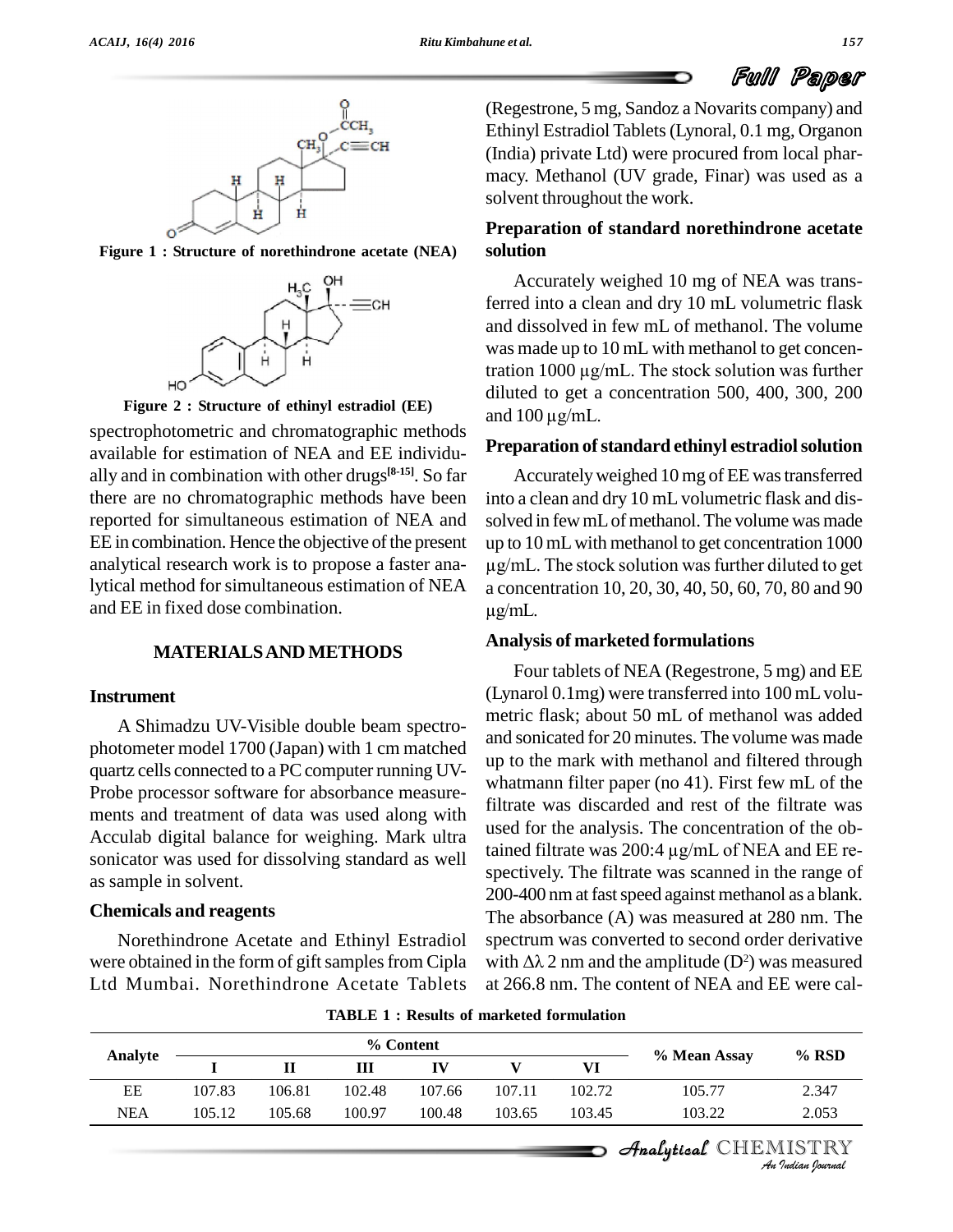Figure 1 : Structure of norethindrone acetate (NEA)

Figure 2 : Structure of ethinyl estradiol (EE)

spectrophotometric and chromatographic methods available for estimation of NEA and EE individually and in combination with other drugs[8-15]. So far there are no chromatographic methods have been reported for simultaneous estimation of NEA and EE in combination. Hence the objective of the present analytical research work is to propose a faster analytical method for simultaneous estimation of NEA and EE in fixed dose combination.

## MATERIALS AND METHODS

### Instrument

A Shimadzu UV-Visible double beam spectrophotometer model 1700 (Japan) with 1 cm matched quartz cells connected to a PC computer running UV-Probe processor software for absorbance measurements and treatment of data was used along with Acculab digital balance for weighing. Mark ultra sonicator was used for dissolving standard as well as sample in solvent.

### Chemicals and reagents

Norethindrone Acetate and Ethinyl Estradiol were obtained in the form of gift samples from Cipla Ltd Mumbai. Norethindrone Acetate Tablets (Regestrone, 5 mg, Sandoz a Novarits company) and Ethinyl Estradiol Tablets (Lynoral, 0.1 mg, Organon (India) private Ltd) were procured from local pharmacy. Methanol (UV grade, Finar) was used as a solvent throughout the work.

### Preparation of standard norethindrone acetate solution

Accurately weighed 10 mg of NEA was transferred into a clean and dry 10 mL volumetric flask and dissolved in few mL of methanol. The volume was made up to 10 mL with methanol to get concentration 1000 μg/mL. The stock solution was further diluted to get a concentration 500, 400, 300, 200 and 100 μg/mL.

### Preparation of standard ethinyl estradiol solution

Accurately weighed 10 mg of EE was transferred into a clean and dry 10 mL volumetric flask and dissolved in few mL of methanol. The volume was made up to 10 mL with methanol to get concentration 1000 μg/mL. The stock solution was further diluted to get a concentration 10, 20, 30, 40, 50, 60, 70, 80 and 90 μg/mL.

### Analysis of marketed formulations

Four tablets of NEA (Regestrone, 5 mg) and EE (Lynarol 0.1mg) were transferred into 100 mL volumetric flask; about 50 mL of methanol was added and sonicated for 20 minutes. The volume was made up to the mark with methanol and filtered through whatmann filter paper (no 41). First few mL of the filtrate was discarded and rest of the filtrate was used for the analysis. The concentration of the obtained filtrate was 200:4 μg/mL of NEA and EE respectively. The filtrate was scanned in the range of 200-400 nm at fast speed against methanol as a blank. The absorbance (A) was measured at 280 nm. The spectrum was converted to second order derivative with $\Delta\lambda$ 2 nm and the amplitude ($D^2$) was measured at 266.8 nm. The content of NEA and EE were cal-

TABLE 1 : Results of marketed formulation

| Analyte | % Content | | | | | | % Mean Assay | % RSD |
|---|---|---|---|---|---|---|---|---|
| | I | II | III | IV | V | VI | | |
| EE | 107.83 | 106.81 | 102.48 | 107.66 | 107.11 | 102.72 | 105.77 | 2.347 |
| NEA | 105.12 | 105.68 | 100.97 | 100.48 | 103.65 | 103.45 | 103.22 | 2.053 |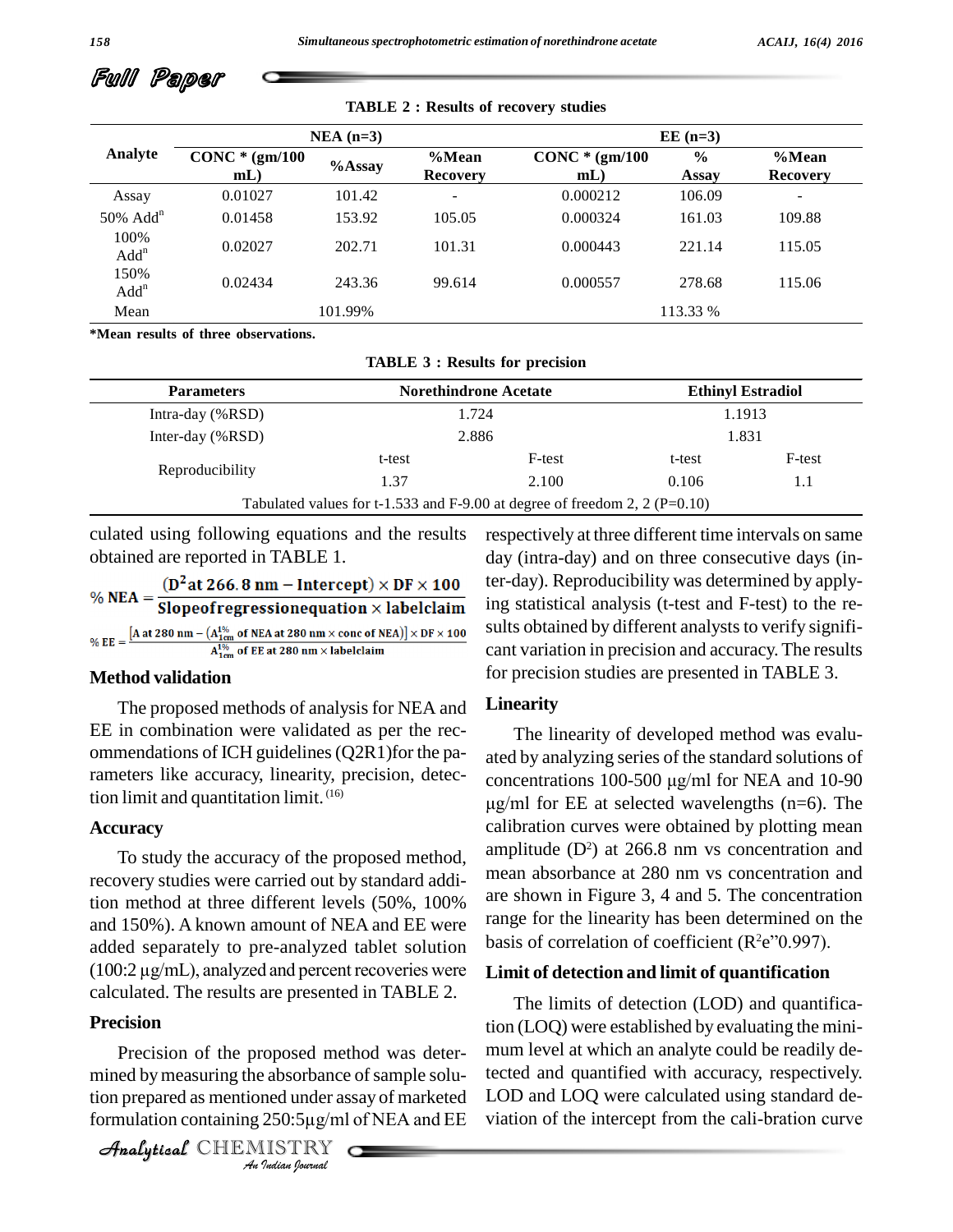TABLE 2 : Results of recovery studies

| Analyte | NEA (n=3) | | | EE (n=3) | | |
|---|---|---|---|---|---|---|
| | CONC * (gm/100 mL) | %Assay | %Mean Recovery | CONC * (gm/100 mL) | % Assay | %Mean Recovery |
| Assay | 0.01027 | 101.42 | - | 0.000212 | 106.09 | - |
| 50% Add$^n$ | 0.01458 | 153.92 | 105.05 | 0.000324 | 161.03 | 109.88 |
| 100% Add$^n$ | 0.02027 | 202.71 | 101.31 | 0.000443 | 221.14 | 115.05 |
| 150% Add$^n$ | 0.02434 | 243.36 | 99.614 | 0.000557 | 278.68 | 115.06 |
| Mean | | 101.99% | | | 113.33 % | |

**\*Mean results of three observations.**

TABLE 3 : Results for precision

| Parameters | Norethindrone Acetate | | Ethinyl Estradiol | |
|---|---|---|---|---|
| Intra-day (%RSD) | 1.724 | | 1.1913 | |
| Inter-day (%RSD) | 2.886 | | 1.831 | |
| Reproducibility | t-test | F-test | t-test | F-test |
| | 1.37 | 2.100 | 0.106 | 1.1 |
| Tabulated values for t-1.533 and F-9.00 at degree of freedom 2, 2 (P=0.10) | | | | |

culated using following equations and the results obtained are reported in TABLE 1.

$$\% \text{ NEA} = \frac{(\mathbf{D^2 \text{ at } 266.8\ nm - Intercept}) \times \mathbf{DF} \times \mathbf{100}}{\mathbf{Slope of regression equation \times label claim}}$$

$$\% \text{ EE} = \frac{[\text{A at 280 nm} - (\text{A}^{1\%}_{1\text{cm}} \text{ of NEA at 280 nm} \times \text{conc of NEA})] \times \text{DF} \times 100}{\text{A}^{1\%}_{1\text{cm}} \text{ of EE at 280 nm} \times \text{labelclaim}}$$

## Method validation

The proposed methods of analysis for NEA and EE in combination were validated as per the recommendations of ICH guidelines (Q2R1)for the parameters like accuracy, linearity, precision, detection limit and quantitation limit.[16]

## Accuracy

To study the accuracy of the proposed method, recovery studies were carried out by standard addition method at three different levels (50%, 100% and 150%). A known amount of NEA and EE were added separately to pre-analyzed tablet solution (100:2 µg/mL), analyzed and percent recoveries were calculated. The results are presented in TABLE 2.

## Precision

Precision of the proposed method was determined by measuring the absorbance of sample solution prepared as mentioned under assay of marketed formulation containing 250:5µg/ml of NEA and EE respectively at three different time intervals on same day (intra-day) and on three consecutive days (inter-day). Reproducibility was determined by applying statistical analysis (t-test and F-test) to the results obtained by different analysts to verify significant variation in precision and accuracy. The results for precision studies are presented in TABLE 3.

## Linearity

The linearity of developed method was evaluated by analyzing series of the standard solutions of concentrations 100-500 µg/ml for NEA and 10-90 µg/ml for EE at selected wavelengths (n=6). The calibration curves were obtained by plotting mean amplitude ($D^2$) at 266.8 nm vs concentration and mean absorbance at 280 nm vs concentration and are shown in Figure 3, 4 and 5. The concentration range for the linearity has been determined on the basis of correlation of coefficient ($R^2$e"0.997).

## Limit of detection and limit of quantification

The limits of detection (LOD) and quantification (LOQ) were established by evaluating the minimum level at which an analyte could be readily detected and quantified with accuracy, respectively. LOD and LOQ were calculated using standard deviation of the intercept from the cali-bration curve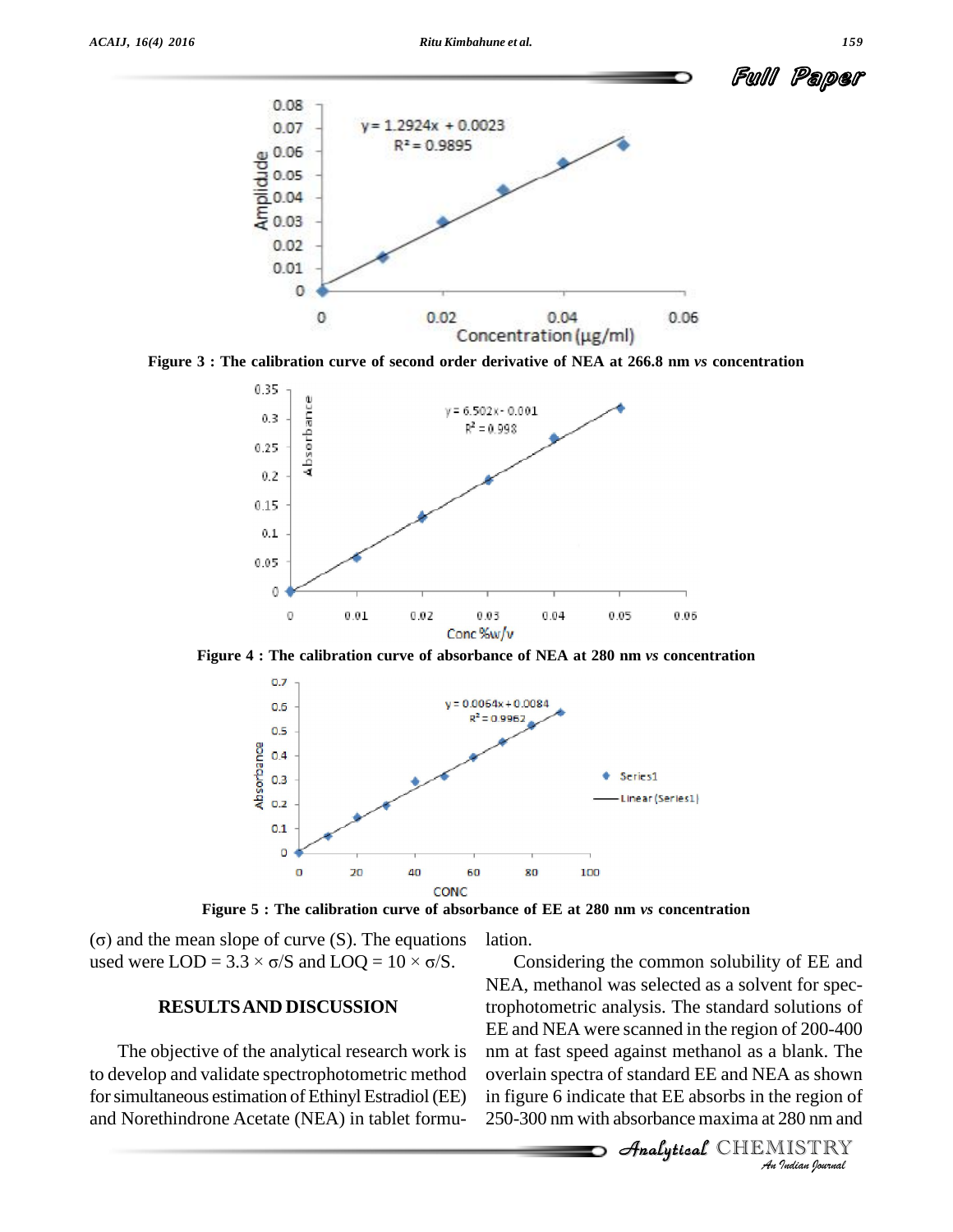0.08
0.07
0.06
0.05
0.04
0.03
0.02
0.01
0

Amplidude

y = 1.2924x + 0.0023
R² = 0.9895

0
0.02
0.04
0.06

Concentration (µg/ml)

**Figure 3 : The calibration curve of second order derivative of NEA at 266.8 nm *vs* concentration**

0.35
0.3
0.25
0.2
0.15
0.1
0.05
0

Absorbance

y = 6.502x - 0.001
R² = 0.998

0
0.01
0.02
0.03
0.04
0.05
0.06

Conc %w/v

**Figure 4 : The calibration curve of absorbance of NEA at 280 nm *vs* concentration**

0.7
0.6
0.5
0.4
0.3
0.2
0.1
0

Absorbance

y = 0.0064x + 0.0084
R² = 0.9962

Series1
Linear (Series1)

0
20
40
60
80
100

CONC

**Figure 5 : The calibration curve of absorbance of EE at 280 nm *vs* concentration**

($\sigma$) and the mean slope of curve (S). The equations used were LOD = $3.3 \times \sigma/S$ and LOQ = $10 \times \sigma/S$.

## RESULTS AND DISCUSSION

The objective of the analytical research work is to develop and validate spectrophotometric method for simultaneous estimation of Ethinyl Estradiol (EE) and Norethindrone Acetate (NEA) in tablet formulation.

Considering the common solubility of EE and NEA, methanol was selected as a solvent for spectrophotometric analysis. The standard solutions of EE and NEA were scanned in the region of 200-400 nm at fast speed against methanol as a blank. The overlain spectra of standard EE and NEA as shown in figure 6 indicate that EE absorbs in the region of 250-300 nm with absorbance maxima at 280 nm and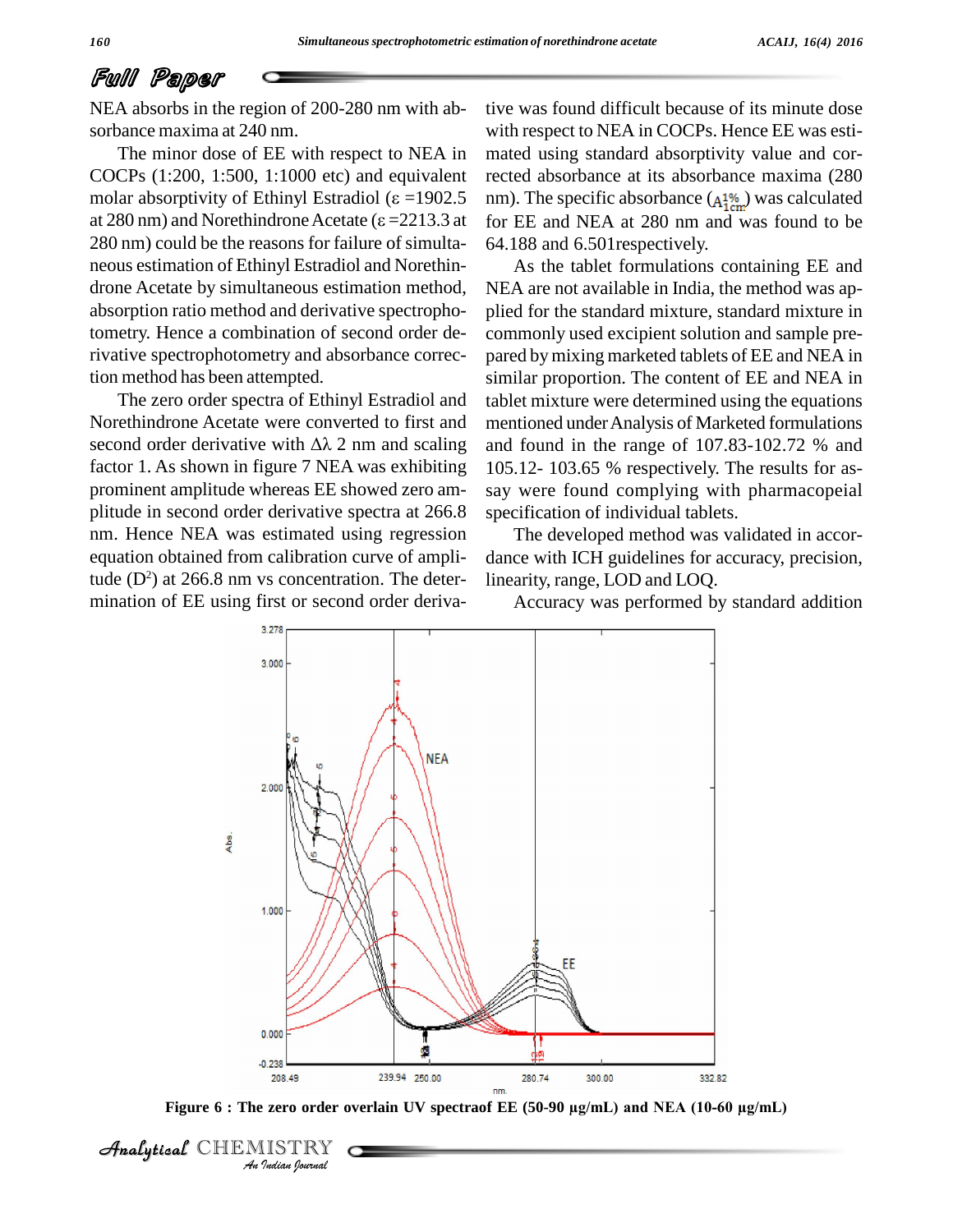NEA absorbs in the region of 200-280 nm with absorbance maxima at 240 nm.

The minor dose of EE with respect to NEA in COCPs (1:200, 1:500, 1:1000 etc) and equivalent molar absorptivity of Ethinyl Estradiol (ε =1902.5 at 280 nm) and Norethindrone Acetate (ε =2213.3 at 280 nm) could be the reasons for failure of simultaneous estimation of Ethinyl Estradiol and Norethindrone Acetate by simultaneous estimation method, absorption ratio method and derivative spectrophotometry. Hence a combination of second order derivative spectrophotometry and absorbance correction method has been attempted.

The zero order spectra of Ethinyl Estradiol and Norethindrone Acetate were converted to first and second order derivative with Δλ 2 nm and scaling factor 1. As shown in figure 7 NEA was exhibiting prominent amplitude whereas EE showed zero amplitude in second order derivative spectra at 266.8 nm. Hence NEA was estimated using regression equation obtained from calibration curve of amplitude ($D^2$) at 266.8 nm vs concentration. The determination of EE using first or second order derivative was found difficult because of its minute dose with respect to NEA in COCPs. Hence EE was estimated using standard absorptivity value and corrected absorbance at its absorbance maxima (280 nm). The specific absorbance ($A^{1\%}_{1cm}$) was calculated for EE and NEA at 280 nm and was found to be 64.188 and 6.501respectively.

As the tablet formulations containing EE and NEA are not available in India, the method was applied for the standard mixture, standard mixture in commonly used excipient solution and sample prepared by mixing marketed tablets of EE and NEA in similar proportion. The content of EE and NEA in tablet mixture were determined using the equations mentioned under Analysis of Marketed formulations and found in the range of 107.83-102.72 % and 105.12- 103.65 % respectively. The results for assay were found complying with pharmacopeial specification of individual tablets.

The developed method was validated in accordance with ICH guidelines for accuracy, precision, linearity, range, LOD and LOQ.

Accuracy was performed by standard addition

3.278
3.000
2.000
1.000
0.000
-0.238
Abs.
NEA
EE
208.49
239.94
250.00
280.74
300.00
332.82
nm.

**Figure 6 : The zero order overlain UV spectraof EE (50-90 µg/mL) and NEA (10-60 µg/mL)**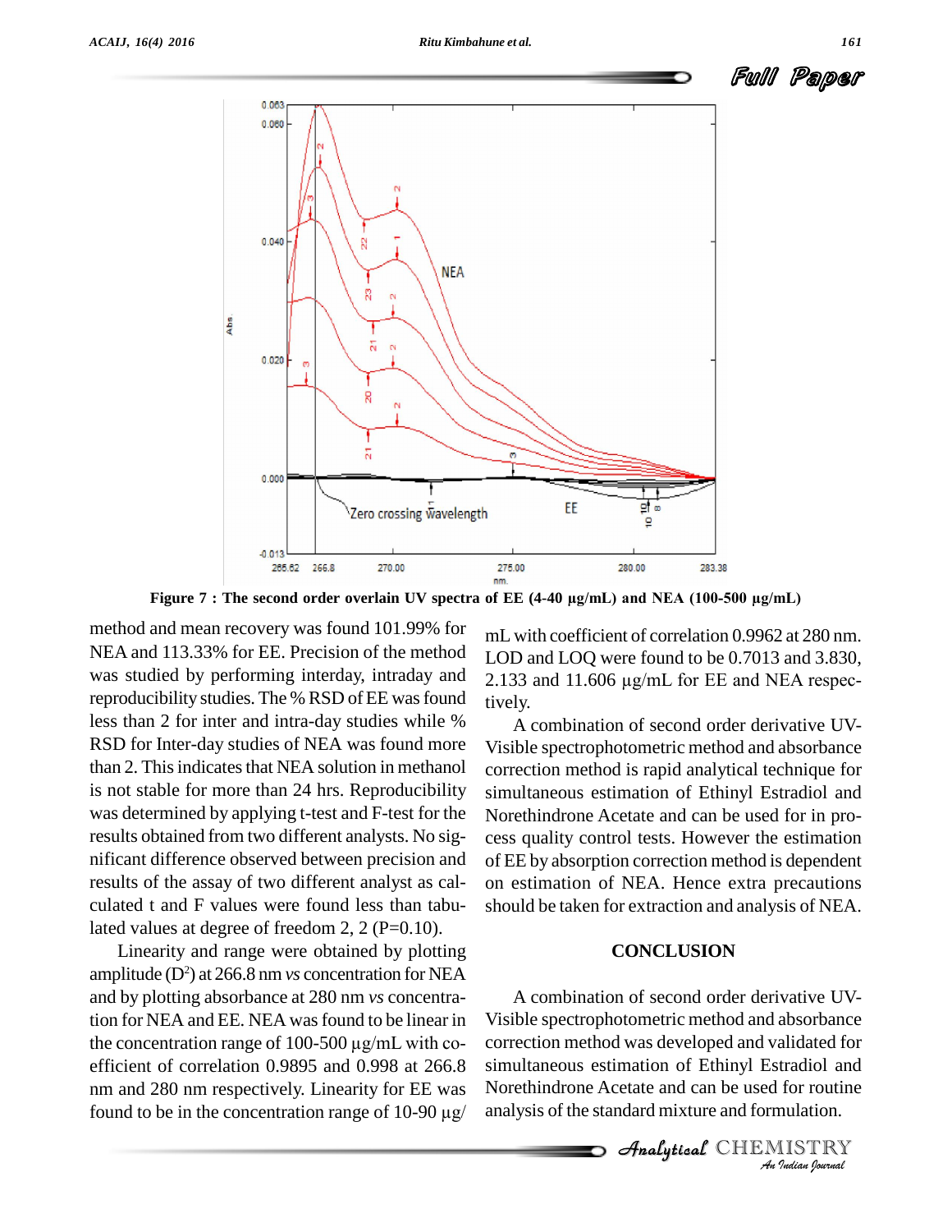0.063
0.060
0.040
0.020
0.000
-0.013
Abs.
265.62 266.8 270.00 275.00 280.00 283.38
nm.
NEA
EE
Zero crossing wavelength

Figure 7 : The second order overlain UV spectra of EE (4-40 µg/mL) and NEA (100-500 µg/mL)

method and mean recovery was found 101.99% for NEA and 113.33% for EE. Precision of the method was studied by performing interday, intraday and reproducibility studies. The % RSD of EE was found less than 2 for inter and intra-day studies while % RSD for Inter-day studies of NEA was found more than 2. This indicates that NEA solution in methanol is not stable for more than 24 hrs. Reproducibility was determined by applying t-test and F-test for the results obtained from two different analysts. No significant difference observed between precision and results of the assay of two different analyst as calculated t and F values were found less than tabulated values at degree of freedom 2, 2 (P=0.10).

Linearity and range were obtained by plotting amplitude ($D^2$) at 266.8 nm *vs* concentration for NEA and by plotting absorbance at 280 nm *vs* concentration for NEA and EE. NEA was found to be linear in the concentration range of 100-500 µg/mL with coefficient of correlation 0.9895 and 0.998 at 266.8 nm and 280 nm respectively. Linearity for EE was found to be in the concentration range of 10-90 µg/mL with coefficient of correlation 0.9962 at 280 nm. LOD and LOQ were found to be 0.7013 and 3.830, 2.133 and 11.606 µg/mL for EE and NEA respectively.

A combination of second order derivative UV-Visible spectrophotometric method and absorbance correction method is rapid analytical technique for simultaneous estimation of Ethinyl Estradiol and Norethindrone Acetate and can be used for in process quality control tests. However the estimation of EE by absorption correction method is dependent on estimation of NEA. Hence extra precautions should be taken for extraction and analysis of NEA.

## CONCLUSION

A combination of second order derivative UV-Visible spectrophotometric method and absorbance correction method was developed and validated for simultaneous estimation of Ethinyl Estradiol and Norethindrone Acetate and can be used for routine analysis of the standard mixture and formulation.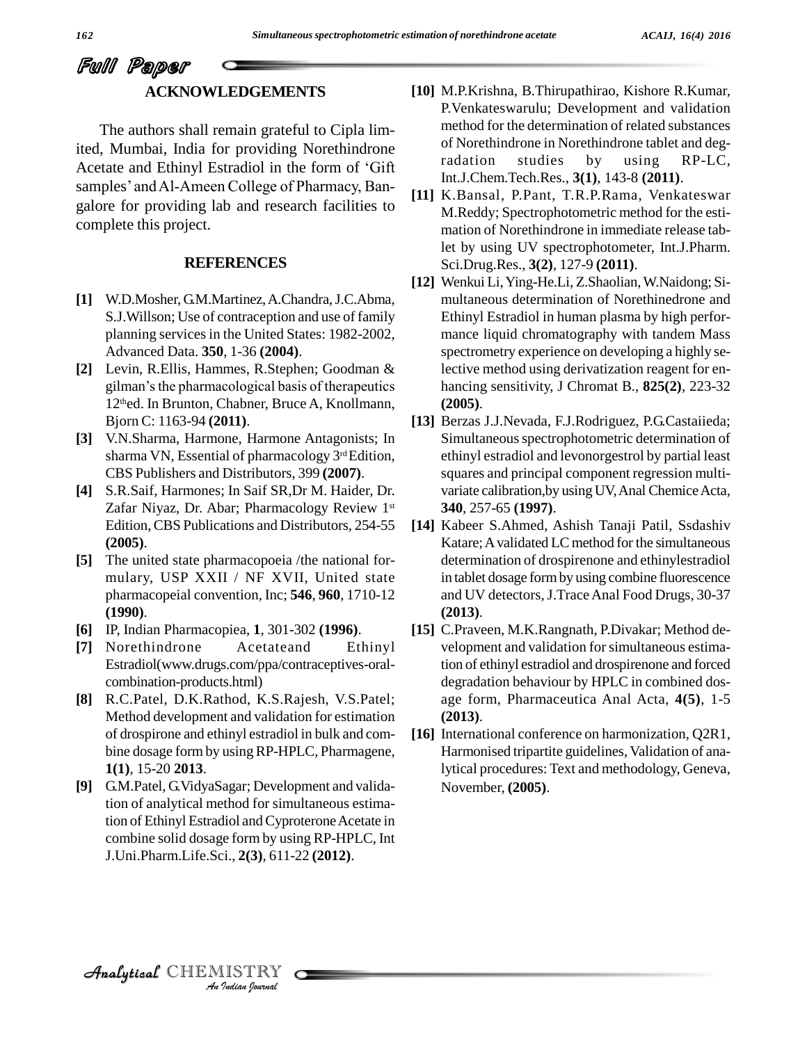## ACKNOWLEDGEMENTS

The authors shall remain grateful to Cipla limited, Mumbai, India for providing Norethindrone Acetate and Ethinyl Estradiol in the form of 'Gift samples' and Al-Ameen College of Pharmacy, Bangalore for providing lab and research facilities to complete this project.

## REFERENCES

**[1]** W.D.Mosher, G.M.Martinez, A.Chandra, J.C.Abma, S.J.Willson; Use of contraception and use of family planning services in the United States: 1982-2002, Advanced Data. **350**, 1-36 **(2004)**.

**[2]** Levin, R.Ellis, Hammes, R.Stephen; Goodman & gilman's the pharmacological basis of therapeutics 12thed. In Brunton, Chabner, Bruce A, Knollmann, Bjorn C: 1163-94 **(2011)**.

**[3]** V.N.Sharma, Harmone, Harmone Antagonists; In sharma VN, Essential of pharmacology 3rd Edition, CBS Publishers and Distributors, 399 **(2007)**.

**[4]** S.R.Saif, Harmones; In Saif SR,Dr M. Haider, Dr. Zafar Niyaz, Dr. Abar; Pharmacology Review 1st Edition, CBS Publications and Distributors, 254-55 **(2005)**.

**[5]** The united state pharmacopoeia /the national formulary, USP XXII / NF XVII, United state pharmacopeial convention, Inc; **546**, **960**, 1710-12 **(1990)**.

**[6]** IP, Indian Pharmacopiea, **1**, 301-302 **(1996)**.

**[7]** Norethindrone Acetateand Ethinyl Estradiol(www.drugs.com/ppa/contraceptives-oral-combination-products.html)

**[8]** R.C.Patel, D.K.Rathod, K.S.Rajesh, V.S.Patel; Method development and validation for estimation of drospirone and ethinyl estradiol in bulk and combine dosage form by using RP-HPLC, Pharmagene, **1(1)**, 15-20 **2013**.

**[9]** G.M.Patel, G.VidyaSagar; Development and validation of analytical method for simultaneous estimation of Ethinyl Estradiol and Cyproterone Acetate in combine solid dosage form by using RP-HPLC, Int J.Uni.Pharm.Life.Sci., **2(3)**, 611-22 **(2012)**.

**[10]** M.P.Krishna, B.Thirupathirao, Kishore R.Kumar, P.Venkateswarulu; Development and validation method for the determination of related substances of Norethindrone in Norethindrone tablet and degradation studies by using RP-LC, Int.J.Chem.Tech.Res., **3(1)**, 143-8 **(2011)**.

**[11]** K.Bansal, P.Pant, T.R.P.Rama, Venkateswar M.Reddy; Spectrophotometric method for the estimation of Norethindrone in immediate release tablet by using UV spectrophotometer, Int.J.Pharm. Sci.Drug.Res., **3(2)**, 127-9 **(2011)**.

**[12]** Wenkui Li, Ying-He.Li, Z.Shaolian, W.Naidong; Simultaneous determination of Norethinedrone and Ethinyl Estradiol in human plasma by high performance liquid chromatography with tandem Mass spectrometry experience on developing a highly selective method using derivatization reagent for enhancing sensitivity, J Chromat B., **825(2)**, 223-32 **(2005)**.

**[13]** Berzas J.J.Nevada, F.J.Rodriguez, P.G.Castaiieda; Simultaneous spectrophotometric determination of ethinyl estradiol and levonorgestrol by partial least squares and principal component regression multivariate calibration,by using UV, Anal Chemice Acta, **340**, 257-65 **(1997)**.

**[14]** Kabeer S.Ahmed, Ashish Tanaji Patil, Ssdashiv Katare; A validated LC method for the simultaneous determination of drospirenone and ethinylestradiol in tablet dosage form by using combine fluorescence and UV detectors, J.Trace Anal Food Drugs, 30-37 **(2013)**.

**[15]** C.Praveen, M.K.Rangnath, P.Divakar; Method development and validation for simultaneous estimation of ethinyl estradiol and drospirenone and forced degradation behaviour by HPLC in combined dosage form, Pharmaceutica Anal Acta, **4(5)**, 1-5 **(2013)**.

**[16]** International conference on harmonization, Q2R1, Harmonised tripartite guidelines, Validation of analytical procedures: Text and methodology, Geneva, November, **(2005)**.